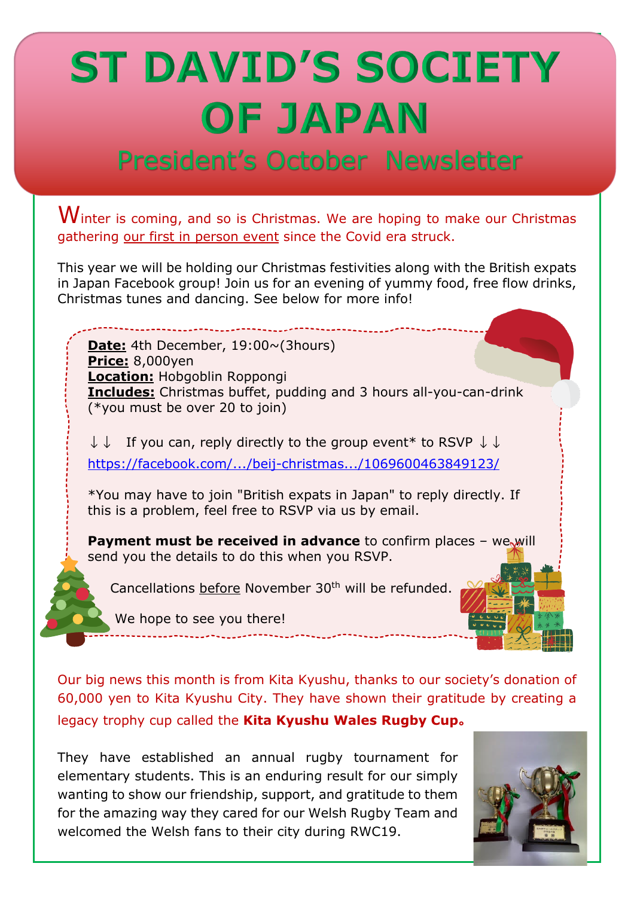# ST DAVID'S SOCIETY OF JAPAN

## President's October Newsletter

Winter is coming, and so is Christmas. We are hoping to make our Christmas gathering our first in person event since the Covid era struck.

This year we will be holding our Christmas festivities along with the British expats in Japan Facebook group! Join us for an evening of yummy food, free flow drinks, Christmas tunes and dancing. See below for more info!

**Date:** 4th December, 19:00~(3hours)
**Price:** 8,000yen
**Location:** Hobgoblin Roppongi
**Includes:** Christmas buffet, pudding and 3 hours all-you-can-drink (*you must be over 20 to join)

↓↓ If you can, reply directly to the group event* to RSVP ↓↓
https://facebook.com/.../beij-christmas.../1069600463849123/

*You may have to join "British expats in Japan" to reply directly. If this is a problem, feel free to RSVP via us by email.

**Payment must be received in advance** to confirm places – we will send you the details to do this when you RSVP.

Cancellations before November 30th will be refunded.

We hope to see you there!

Our big news this month is from Kita Kyushu, thanks to our society's donation of 60,000 yen to Kita Kyushu City. They have shown their gratitude by creating a legacy trophy cup called the **Kita Kyushu Wales Rugby Cup。**

They have established an annual rugby tournament for elementary students. This is an enduring result for our simply wanting to show our friendship, support, and gratitude to them for the amazing way they cared for our Welsh Rugby Team and welcomed the Welsh fans to their city during RWC19.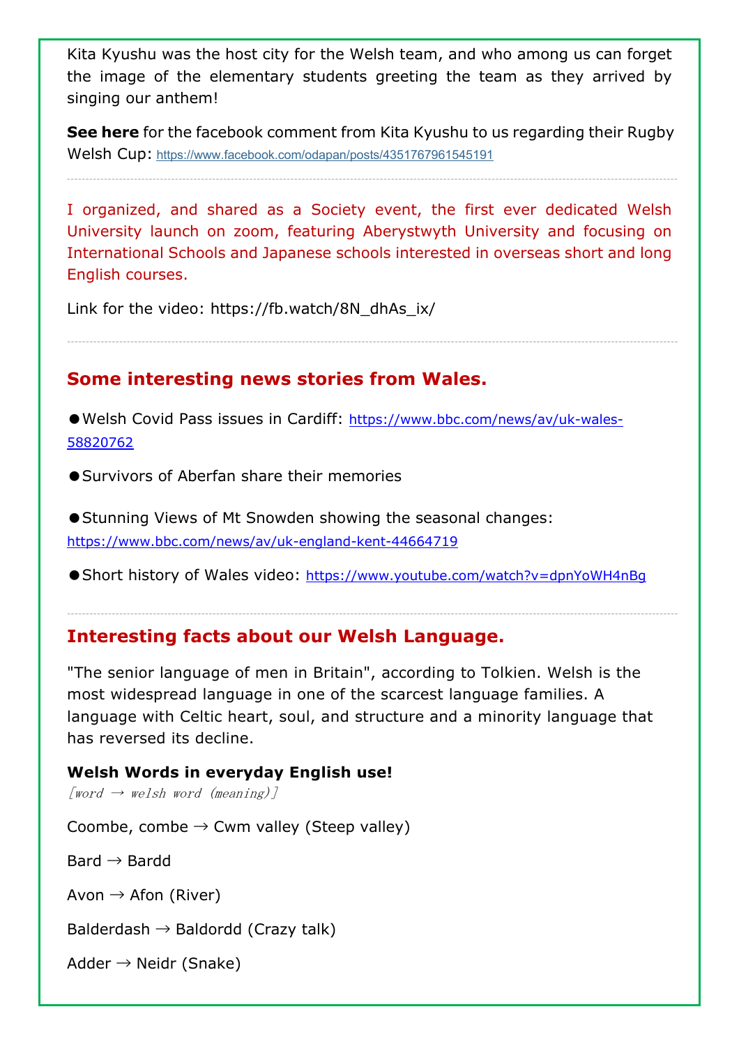Kita Kyushu was the host city for the Welsh team, and who among us can forget the image of the elementary students greeting the team as they arrived by singing our anthem!

**See here** for the facebook comment from Kita Kyushu to us regarding their Rugby Welsh Cup: https://www.facebook.com/odapan/posts/4351767961545191

---

I organized, and shared as a Society event, the first ever dedicated Welsh University launch on zoom, featuring Aberystwyth University and focusing on International Schools and Japanese schools interested in overseas short and long English courses.

Link for the video: https://fb.watch/8N_dhAs_ix/

---

## Some interesting news stories from Wales.

● Welsh Covid Pass issues in Cardiff: https://www.bbc.com/news/av/uk-wales-58820762

● Survivors of Aberfan share their memories

● Stunning Views of Mt Snowden showing the seasonal changes: https://www.bbc.com/news/av/uk-england-kent-44664719

● Short history of Wales video: https://www.youtube.com/watch?v=dpnYoWH4nBg

---

## Interesting facts about our Welsh Language.

"The senior language of men in Britain", according to Tolkien. Welsh is the most widespread language in one of the scarcest language families. A language with Celtic heart, soul, and structure and a minority language that has reversed its decline.

**Welsh Words in everyday English use!**

*[word → welsh word (meaning)]*

Coombe, combe → Cwm valley (Steep valley)

Bard → Bardd

Avon → Afon (River)

Balderdash → Baldordd (Crazy talk)

Adder → Neidr (Snake)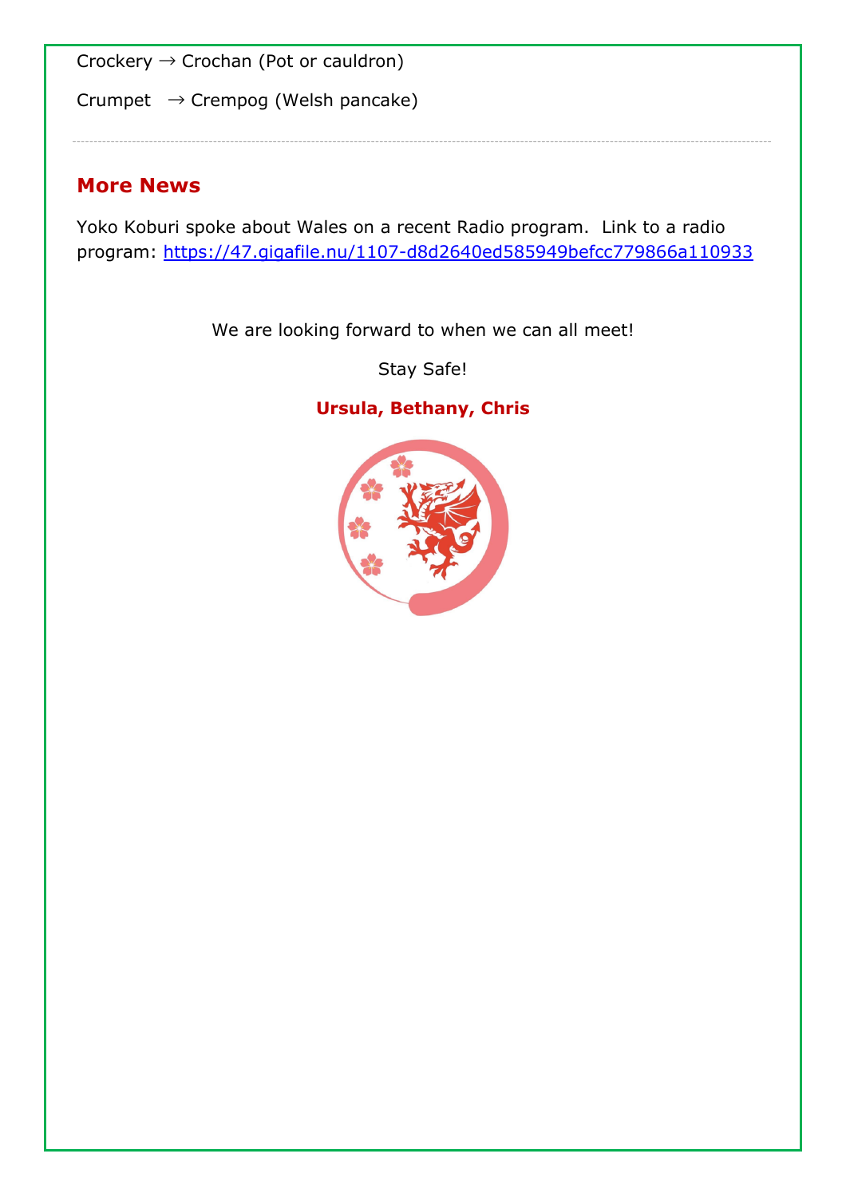Crockery → Crochan (Pot or cauldron)

Crumpet → Crempog (Welsh pancake)

---

## More News

Yoko Koburi spoke about Wales on a recent Radio program. Link to a radio program: https://47.gigafile.nu/1107-d8d2640ed585949befcc779866a110933

We are looking forward to when we can all meet!

Stay Safe!

**Ursula, Bethany, Chris**